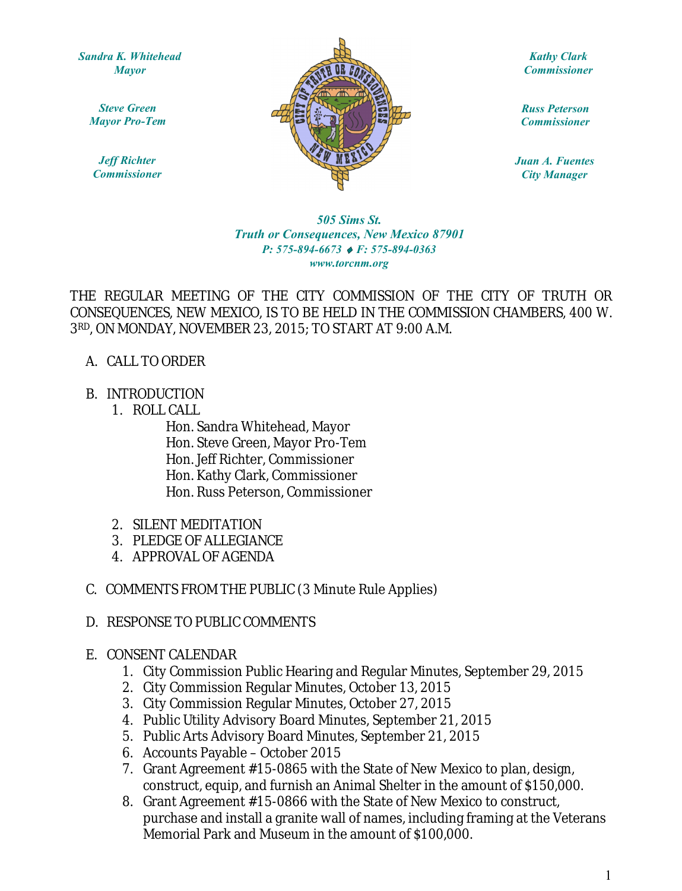*Sandra K. Whitehead*
*Mayor*

*Steve Green*
*Mayor Pro-Tem*

*Jeff Richter*
*Commissioner*

*Kathy Clark*
*Commissioner*

*Russ Peterson*
*Commissioner*

*Juan A. Fuentes*
*City Manager*

*505 Sims St.*
*Truth or Consequences, New Mexico 87901*
*P: 575-894-6673 ♦ F: 575-894-0363*
*www.torcnm.org*

THE REGULAR MEETING OF THE CITY COMMISSION OF THE CITY OF TRUTH OR CONSEQUENCES, NEW MEXICO, IS TO BE HELD IN THE COMMISSION CHAMBERS, 400 W. 3RD, ON MONDAY, NOVEMBER 23, 2015; TO START AT 9:00 A.M.

A. CALL TO ORDER

B. INTRODUCTION
   1. ROLL CALL
      - Hon. Sandra Whitehead, Mayor
      - Hon. Steve Green, Mayor Pro-Tem
      - Hon. Jeff Richter, Commissioner
      - Hon. Kathy Clark, Commissioner
      - Hon. Russ Peterson, Commissioner
   2. SILENT MEDITATION
   3. PLEDGE OF ALLEGIANCE
   4. APPROVAL OF AGENDA

C. COMMENTS FROM THE PUBLIC (3 Minute Rule Applies)

D. RESPONSE TO PUBLIC COMMENTS

E. CONSENT CALENDAR
   1. City Commission Public Hearing and Regular Minutes, September 29, 2015
   2. City Commission Regular Minutes, October 13, 2015
   3. City Commission Regular Minutes, October 27, 2015
   4. Public Utility Advisory Board Minutes, September 21, 2015
   5. Public Arts Advisory Board Minutes, September 21, 2015
   6. Accounts Payable – October 2015
   7. Grant Agreement #15-0865 with the State of New Mexico to plan, design, construct, equip, and furnish an Animal Shelter in the amount of $150,000.
   8. Grant Agreement #15-0866 with the State of New Mexico to construct, purchase and install a granite wall of names, including framing at the Veterans Memorial Park and Museum in the amount of $100,000.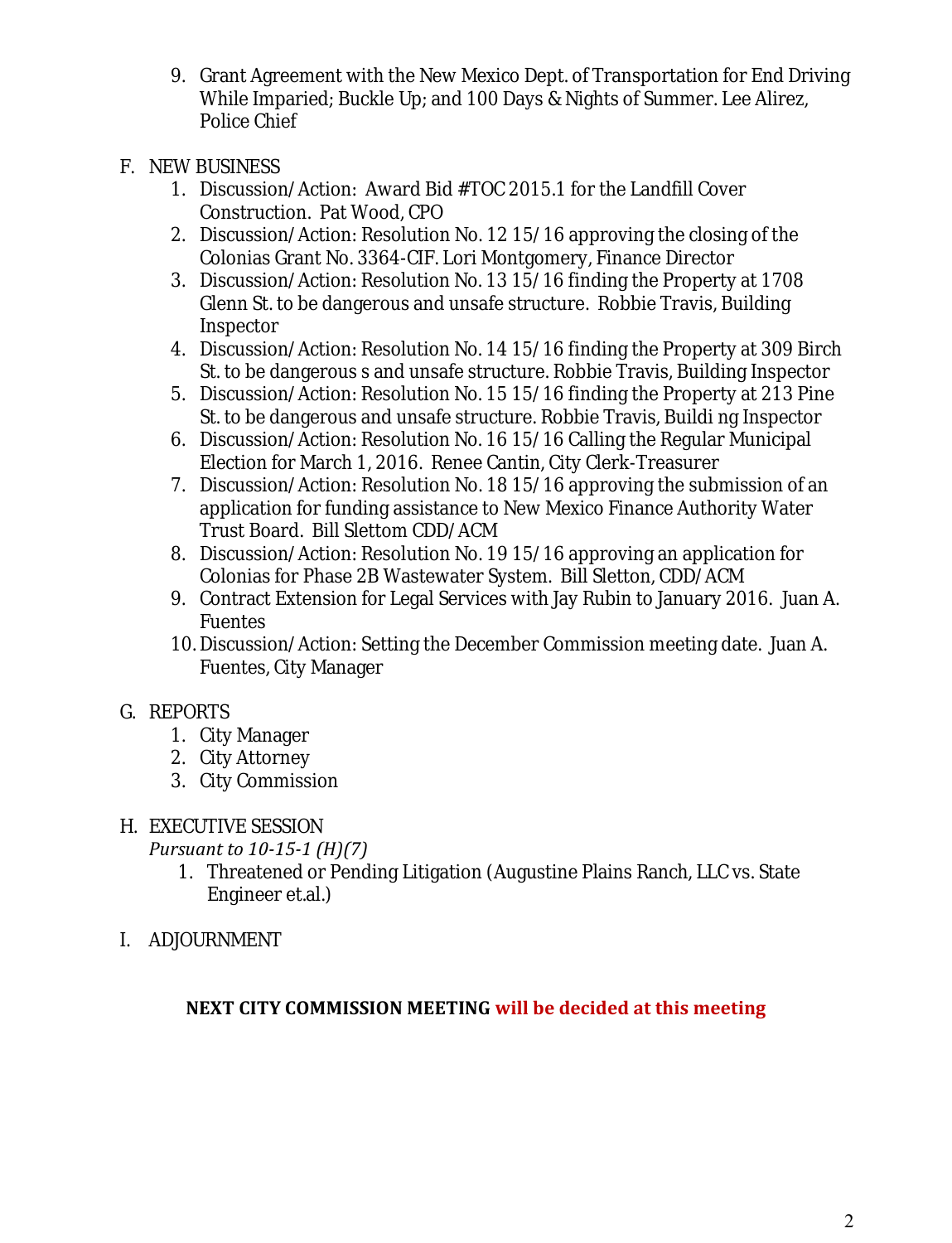9. Grant Agreement with the New Mexico Dept. of Transportation for End Driving While Imparied; Buckle Up; and 100 Days & Nights of Summer. Lee Alirez, Police Chief

F. NEW BUSINESS
   1. Discussion/Action: Award Bid #TOC 2015.1 for the Landfill Cover Construction. Pat Wood, CPO
   2. Discussion/Action: Resolution No. 12 15/16 approving the closing of the Colonias Grant No. 3364-CIF. Lori Montgomery, Finance Director
   3. Discussion/Action: Resolution No. 13 15/16 finding the Property at 1708 Glenn St. to be dangerous and unsafe structure. Robbie Travis, Building Inspector
   4. Discussion/Action: Resolution No. 14 15/16 finding the Property at 309 Birch St. to be dangerous s and unsafe structure. Robbie Travis, Building Inspector
   5. Discussion/Action: Resolution No. 15 15/16 finding the Property at 213 Pine St. to be dangerous and unsafe structure. Robbie Travis, Buildi ng Inspector
   6. Discussion/Action: Resolution No. 16 15/16 Calling the Regular Municipal Election for March 1, 2016. Renee Cantin, City Clerk-Treasurer
   7. Discussion/Action: Resolution No. 18 15/16 approving the submission of an application for funding assistance to New Mexico Finance Authority Water Trust Board. Bill Slettom CDD/ACM
   8. Discussion/Action: Resolution No. 19 15/16 approving an application for Colonias for Phase 2B Wastewater System. Bill Sletton, CDD/ACM
   9. Contract Extension for Legal Services with Jay Rubin to January 2016. Juan A. Fuentes
   10. Discussion/Action: Setting the December Commission meeting date. Juan A. Fuentes, City Manager

G. REPORTS
   1. City Manager
   2. City Attorney
   3. City Commission

H. EXECUTIVE SESSION
   *Pursuant to 10-15-1 (H)(7)*
   1. Threatened or Pending Litigation (Augustine Plains Ranch, LLC vs. State Engineer et.al.)

I. ADJOURNMENT

**NEXT CITY COMMISSION MEETING will be decided at this meeting**